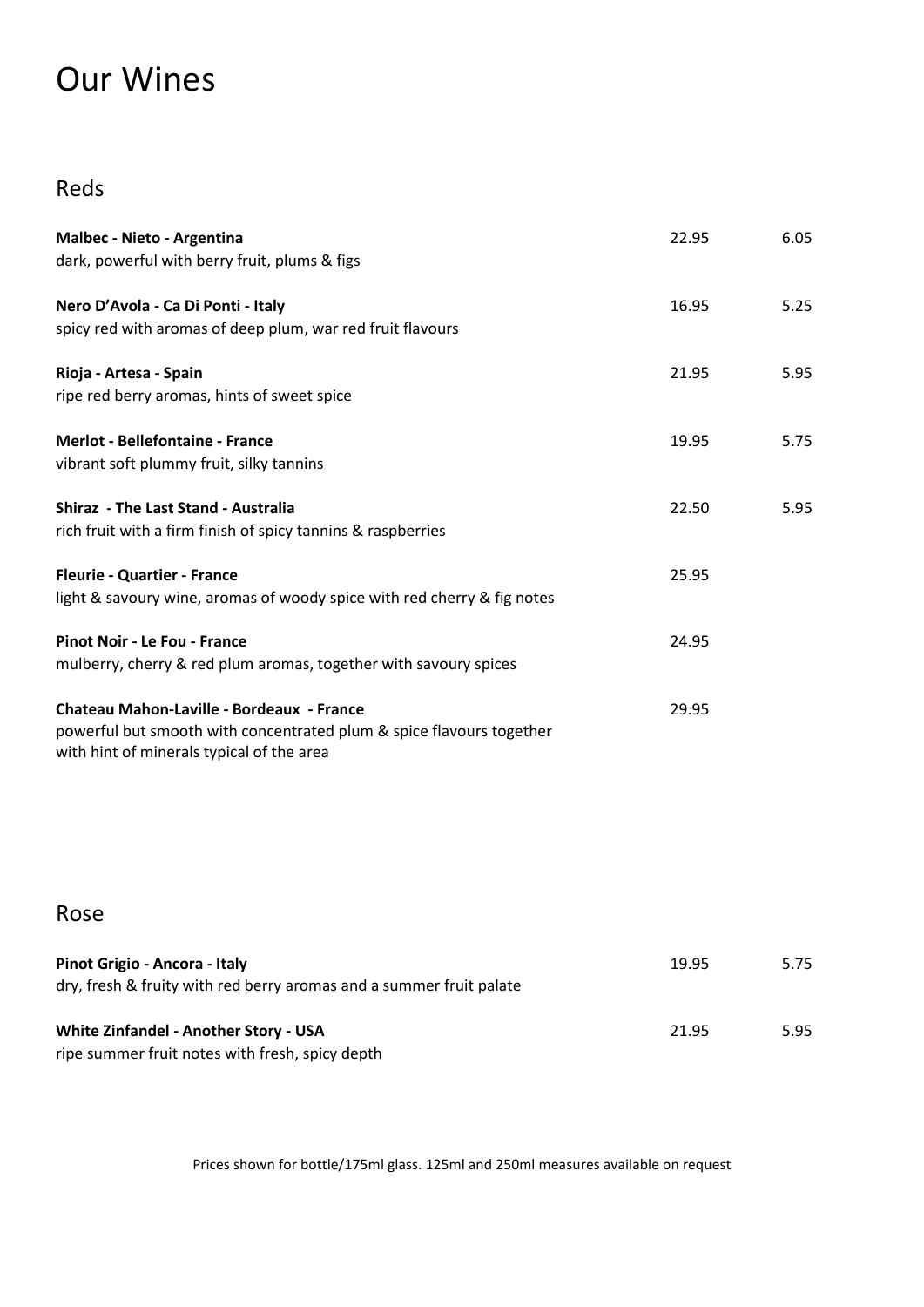# Our Wines

## Reds

| | | |
|---|---|---|
| **Malbec - Nieto - Argentina**<br>dark, powerful with berry fruit, plums & figs | 22.95 | 6.05 |
| **Nero D'Avola - Ca Di Ponti - Italy**<br>spicy red with aromas of deep plum, war red fruit flavours | 16.95 | 5.25 |
| **Rioja - Artesa - Spain**<br>ripe red berry aromas, hints of sweet spice | 21.95 | 5.95 |
| **Merlot - Bellefontaine - France**<br>vibrant soft plummy fruit, silky tannins | 19.95 | 5.75 |
| **Shiraz - The Last Stand - Australia**<br>rich fruit with a firm finish of spicy tannins & raspberries | 22.50 | 5.95 |
| **Fleurie - Quartier - France**<br>light & savoury wine, aromas of woody spice with red cherry & fig notes | 25.95 | |
| **Pinot Noir - Le Fou - France**<br>mulberry, cherry & red plum aromas, together with savoury spices | 24.95 | |
| **Chateau Mahon-Laville - Bordeaux - France**<br>powerful but smooth with concentrated plum & spice flavours together with hint of minerals typical of the area | 29.95 | |

## Rose

| | | |
|---|---|---|
| **Pinot Grigio - Ancora - Italy**<br>dry, fresh & fruity with red berry aromas and a summer fruit palate | 19.95 | 5.75 |
| **White Zinfandel - Another Story - USA**<br>ripe summer fruit notes with fresh, spicy depth | 21.95 | 5.95 |

Prices shown for bottle/175ml glass. 125ml and 250ml measures available on request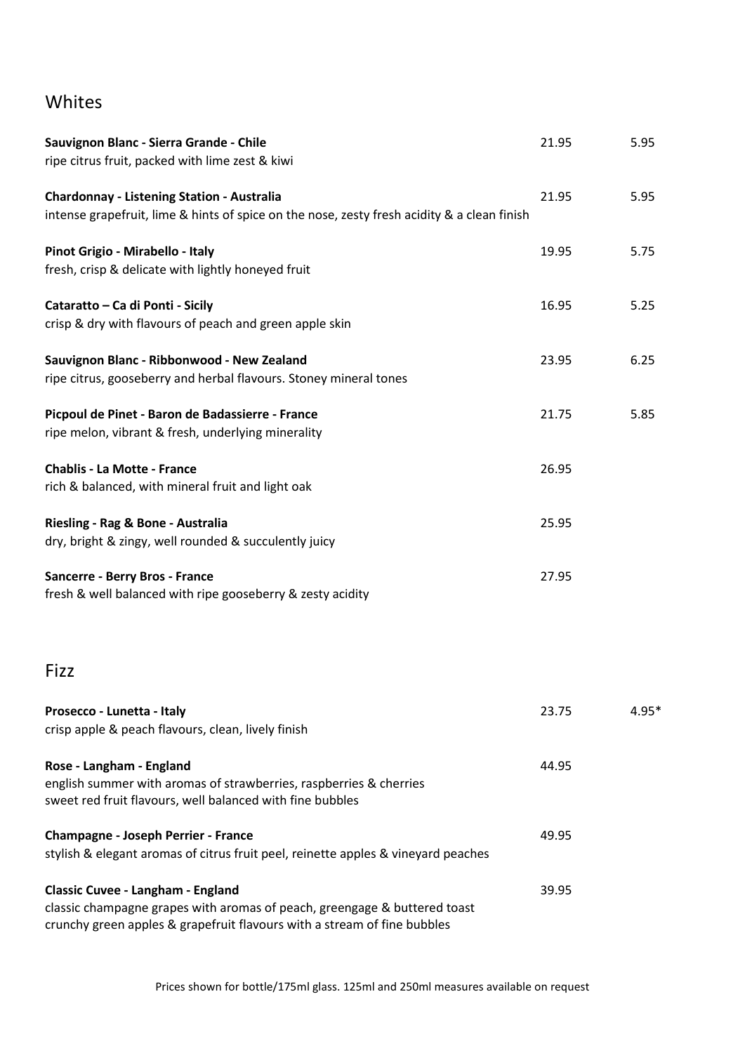## Whites

**Sauvignon Blanc - Sierra Grande - Chile** 21.95 5.95
ripe citrus fruit, packed with lime zest & kiwi

**Chardonnay - Listening Station - Australia** 21.95 5.95
intense grapefruit, lime & hints of spice on the nose, zesty fresh acidity & a clean finish

**Pinot Grigio - Mirabello - Italy** 19.95 5.75
fresh, crisp & delicate with lightly honeyed fruit

**Cataratto – Ca di Ponti - Sicily** 16.95 5.25
crisp & dry with flavours of peach and green apple skin

**Sauvignon Blanc - Ribbonwood - New Zealand** 23.95 6.25
ripe citrus, gooseberry and herbal flavours. Stoney mineral tones

**Picpoul de Pinet - Baron de Badassierre - France** 21.75 5.85
ripe melon, vibrant & fresh, underlying minerality

**Chablis - La Motte - France** 26.95
rich & balanced, with mineral fruit and light oak

**Riesling - Rag & Bone - Australia** 25.95
dry, bright & zingy, well rounded & succulently juicy

**Sancerre - Berry Bros - France** 27.95
fresh & well balanced with ripe gooseberry & zesty acidity

## Fizz

**Prosecco - Lunetta - Italy** 23.75 4.95*
crisp apple & peach flavours, clean, lively finish

**Rose - Langham - England** 44.95
english summer with aromas of strawberries, raspberries & cherries
sweet red fruit flavours, well balanced with fine bubbles

**Champagne - Joseph Perrier - France** 49.95
stylish & elegant aromas of citrus fruit peel, reinette apples & vineyard peaches

**Classic Cuvee - Langham - England** 39.95
classic champagne grapes with aromas of peach, greengage & buttered toast
crunchy green apples & grapefruit flavours with a stream of fine bubbles

Prices shown for bottle/175ml glass. 125ml and 250ml measures available on request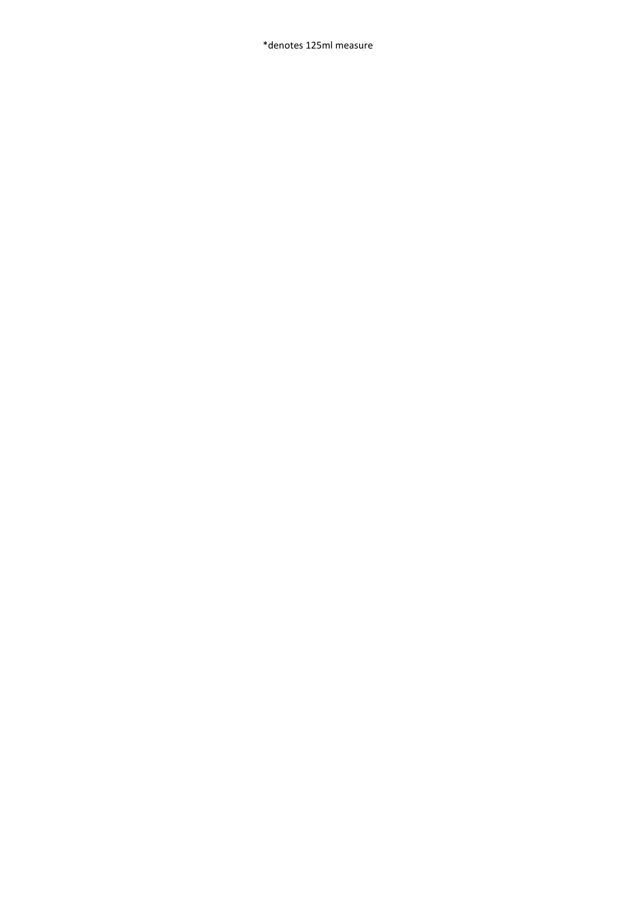*denotes 125ml measure